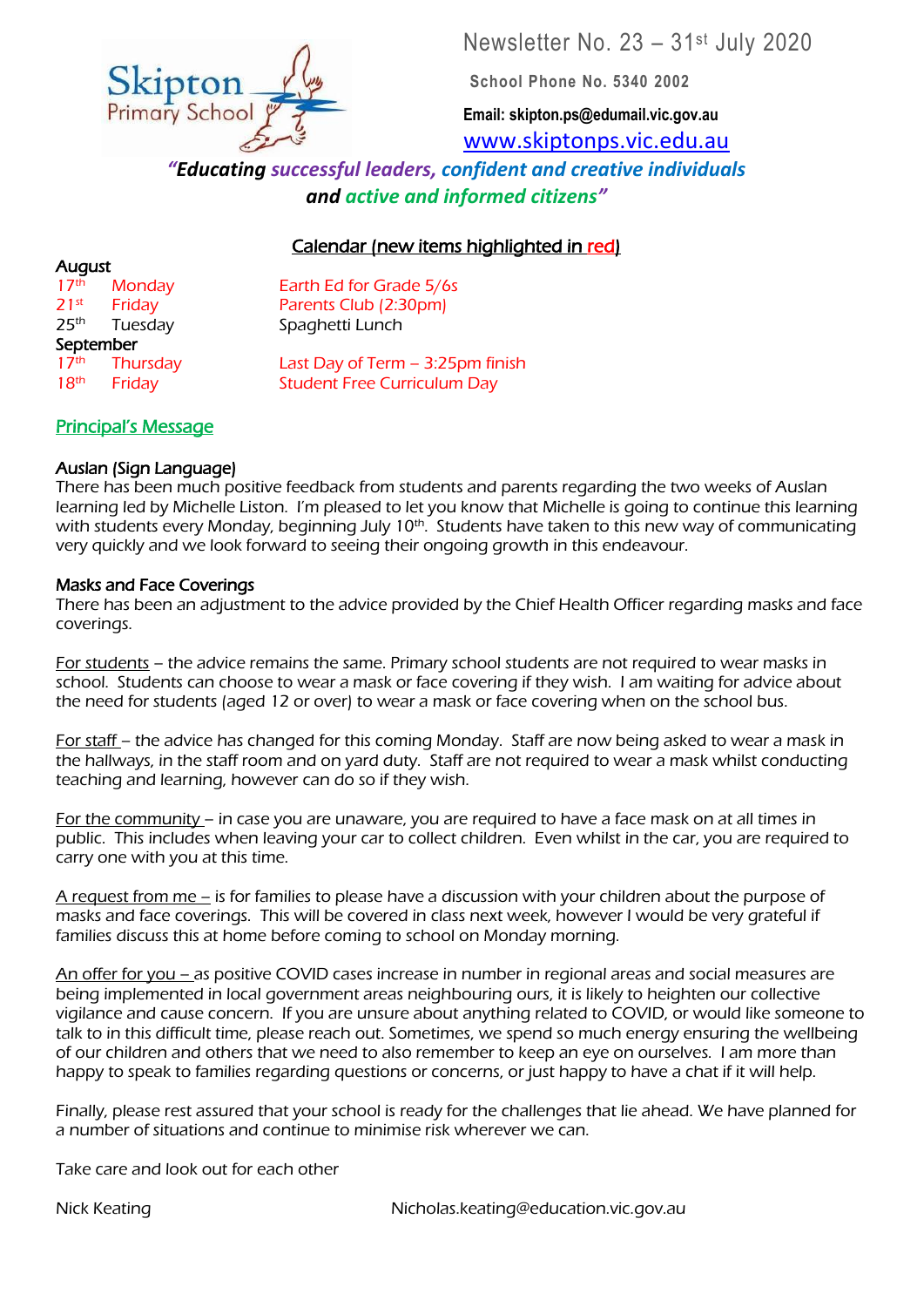Skipton Primary School

# Newsletter No. 23 – 31st July 2020

**School Phone No. 5340 2002**

**Email: skipton.ps@edumail.vic.gov.au**

www.skiptonps.vic.edu.au

***"Educating successful leaders, confident and creative individuals and active and informed citizens"***

## Calendar (new items highlighted in red)

**August**

| | | |
|---|---|---|
| 17th | Monday | Earth Ed for Grade 5/6s |
| 21st | Friday | Parents Club (2:30pm) |
| 25th | Tuesday | Spaghetti Lunch |

**September**

| | | |
|---|---|---|
| 17th | Thursday | Last Day of Term – 3:25pm finish |
| 18th | Friday | Student Free Curriculum Day |

## Principal's Message

### Auslan (Sign Language)

There has been much positive feedback from students and parents regarding the two weeks of Auslan learning led by Michelle Liston. I'm pleased to let you know that Michelle is going to continue this learning with students every Monday, beginning July 10th. Students have taken to this new way of communicating very quickly and we look forward to seeing their ongoing growth in this endeavour.

### Masks and Face Coverings

There has been an adjustment to the advice provided by the Chief Health Officer regarding masks and face coverings.

For students – the advice remains the same. Primary school students are not required to wear masks in school. Students can choose to wear a mask or face covering if they wish. I am waiting for advice about the need for students (aged 12 or over) to wear a mask or face covering when on the school bus.

For staff – the advice has changed for this coming Monday. Staff are now being asked to wear a mask in the hallways, in the staff room and on yard duty. Staff are not required to wear a mask whilst conducting teaching and learning, however can do so if they wish.

For the community – in case you are unaware, you are required to have a face mask on at all times in public. This includes when leaving your car to collect children. Even whilst in the car, you are required to carry one with you at this time.

A request from me – is for families to please have a discussion with your children about the purpose of masks and face coverings. This will be covered in class next week, however I would be very grateful if families discuss this at home before coming to school on Monday morning.

An offer for you – as positive COVID cases increase in number in regional areas and social measures are being implemented in local government areas neighbouring ours, it is likely to heighten our collective vigilance and cause concern. If you are unsure about anything related to COVID, or would like someone to talk to in this difficult time, please reach out. Sometimes, we spend so much energy ensuring the wellbeing of our children and others that we need to also remember to keep an eye on ourselves. I am more than happy to speak to families regarding questions or concerns, or just happy to have a chat if it will help.

Finally, please rest assured that your school is ready for the challenges that lie ahead. We have planned for a number of situations and continue to minimise risk wherever we can.

Take care and look out for each other

Nick Keating Nicholas.keating@education.vic.gov.au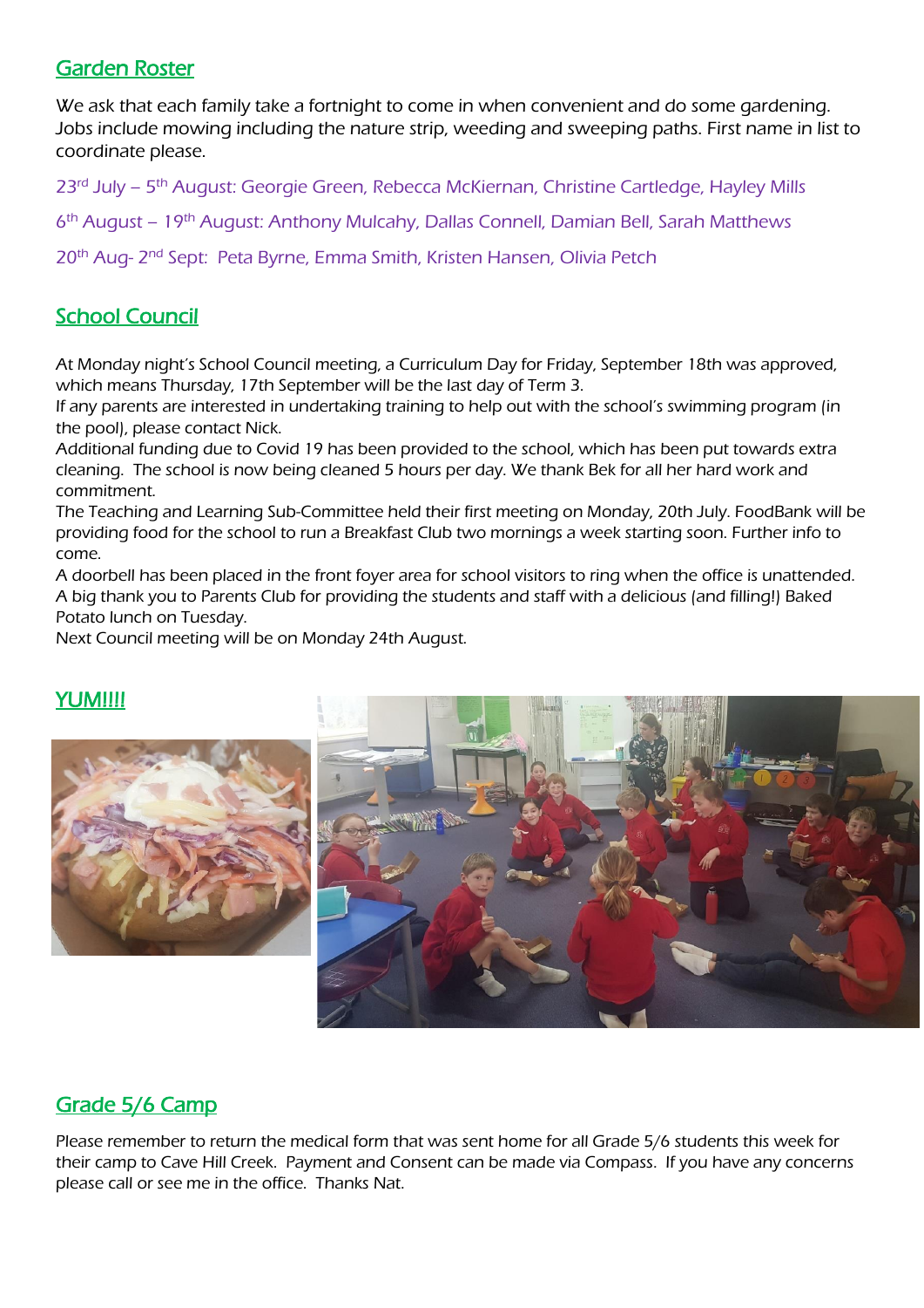## Garden Roster

We ask that each family take a fortnight to come in when convenient and do some gardening. Jobs include mowing including the nature strip, weeding and sweeping paths. First name in list to coordinate please.

23rd July – 5th August: Georgie Green, Rebecca McKiernan, Christine Cartledge, Hayley Mills

6th August – 19th August: Anthony Mulcahy, Dallas Connell, Damian Bell, Sarah Matthews

20th Aug- 2nd Sept: Peta Byrne, Emma Smith, Kristen Hansen, Olivia Petch

## School Council

At Monday night's School Council meeting, a Curriculum Day for Friday, September 18th was approved, which means Thursday, 17th September will be the last day of Term 3.

If any parents are interested in undertaking training to help out with the school's swimming program (in the pool), please contact Nick.

Additional funding due to Covid 19 has been provided to the school, which has been put towards extra cleaning. The school is now being cleaned 5 hours per day. We thank Bek for all her hard work and commitment.

The Teaching and Learning Sub-Committee held their first meeting on Monday, 20th July. FoodBank will be providing food for the school to run a Breakfast Club two mornings a week starting soon. Further info to come.

A doorbell has been placed in the front foyer area for school visitors to ring when the office is unattended.

A big thank you to Parents Club for providing the students and staff with a delicious (and filling!) Baked Potato lunch on Tuesday.

Next Council meeting will be on Monday 24th August.

## YUM!!!!

## Grade 5/6 Camp

Please remember to return the medical form that was sent home for all Grade 5/6 students this week for their camp to Cave Hill Creek. Payment and Consent can be made via Compass. If you have any concerns please call or see me in the office. Thanks Nat.